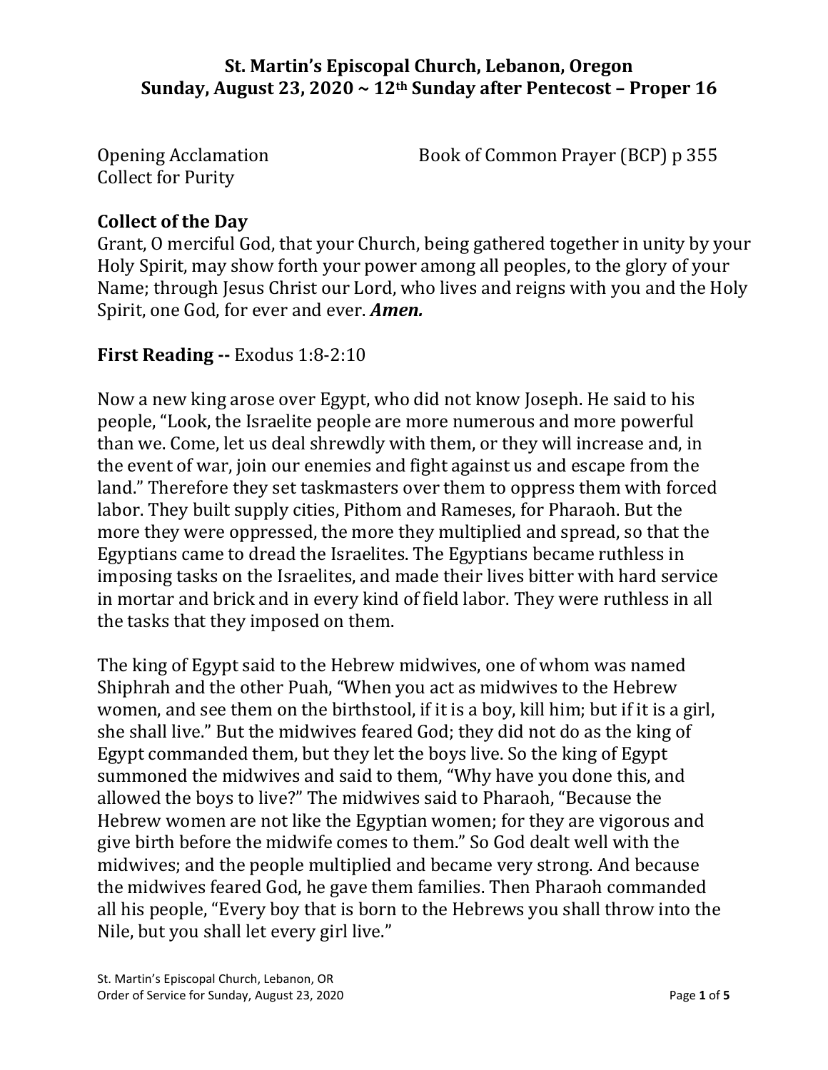# St. Martin's Episcopal Church, Lebanon, Oregon
## Sunday, August 23, 2020 ~ 12th Sunday after Pentecost – Proper 16

Opening Acclamation — Book of Common Prayer (BCP) p 355
Collect for Purity

**Collect of the Day**

Grant, O merciful God, that your Church, being gathered together in unity by your Holy Spirit, may show forth your power among all peoples, to the glory of your Name; through Jesus Christ our Lord, who lives and reigns with you and the Holy Spirit, one God, for ever and ever. ***Amen.***

**First Reading --** Exodus 1:8-2:10

Now a new king arose over Egypt, who did not know Joseph. He said to his people, "Look, the Israelite people are more numerous and more powerful than we. Come, let us deal shrewdly with them, or they will increase and, in the event of war, join our enemies and fight against us and escape from the land." Therefore they set taskmasters over them to oppress them with forced labor. They built supply cities, Pithom and Rameses, for Pharaoh. But the more they were oppressed, the more they multiplied and spread, so that the Egyptians came to dread the Israelites. The Egyptians became ruthless in imposing tasks on the Israelites, and made their lives bitter with hard service in mortar and brick and in every kind of field labor. They were ruthless in all the tasks that they imposed on them.

The king of Egypt said to the Hebrew midwives, one of whom was named Shiphrah and the other Puah, "When you act as midwives to the Hebrew women, and see them on the birthstool, if it is a boy, kill him; but if it is a girl, she shall live." But the midwives feared God; they did not do as the king of Egypt commanded them, but they let the boys live. So the king of Egypt summoned the midwives and said to them, "Why have you done this, and allowed the boys to live?" The midwives said to Pharaoh, "Because the Hebrew women are not like the Egyptian women; for they are vigorous and give birth before the midwife comes to them." So God dealt well with the midwives; and the people multiplied and became very strong. And because the midwives feared God, he gave them families. Then Pharaoh commanded all his people, "Every boy that is born to the Hebrews you shall throw into the Nile, but you shall let every girl live."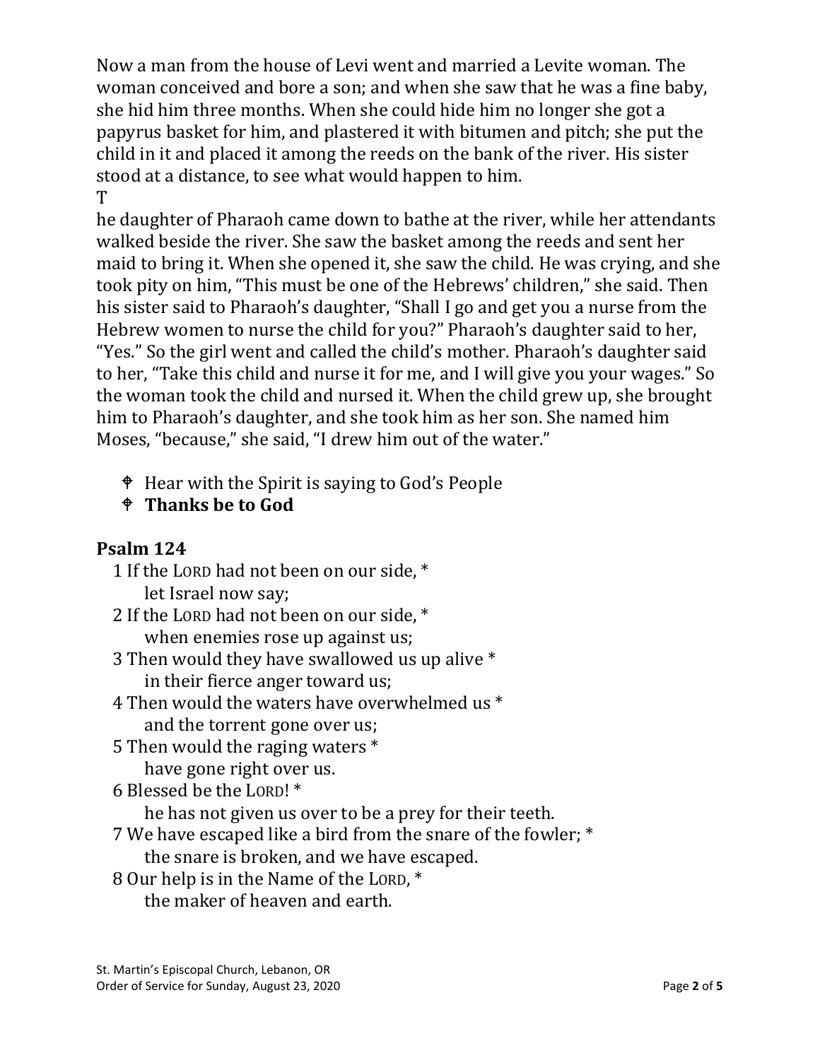Now a man from the house of Levi went and married a Levite woman. The woman conceived and bore a son; and when she saw that he was a fine baby, she hid him three months. When she could hide him no longer she got a papyrus basket for him, and plastered it with bitumen and pitch; she put the child in it and placed it among the reeds on the bank of the river. His sister stood at a distance, to see what would happen to him.
T
he daughter of Pharaoh came down to bathe at the river, while her attendants walked beside the river. She saw the basket among the reeds and sent her maid to bring it. When she opened it, she saw the child. He was crying, and she took pity on him, "This must be one of the Hebrews' children," she said. Then his sister said to Pharaoh's daughter, "Shall I go and get you a nurse from the Hebrew women to nurse the child for you?" Pharaoh's daughter said to her, "Yes." So the girl went and called the child's mother. Pharaoh's daughter said to her, "Take this child and nurse it for me, and I will give you your wages." So the woman took the child and nursed it. When the child grew up, she brought him to Pharaoh's daughter, and she took him as her son. She named him Moses, "because," she said, "I drew him out of the water."

- ☩ Hear with the Spirit is saying to God's People
- ☩ **Thanks be to God**

**Psalm 124**

1 If the LORD had not been on our side, *
  let Israel now say;
2 If the LORD had not been on our side, *
  when enemies rose up against us;
3 Then would they have swallowed us up alive *
  in their fierce anger toward us;
4 Then would the waters have overwhelmed us *
  and the torrent gone over us;
5 Then would the raging waters *
  have gone right over us.
6 Blessed be the LORD! *
  he has not given us over to be a prey for their teeth.
7 We have escaped like a bird from the snare of the fowler; *
  the snare is broken, and we have escaped.
8 Our help is in the Name of the LORD, *
  the maker of heaven and earth.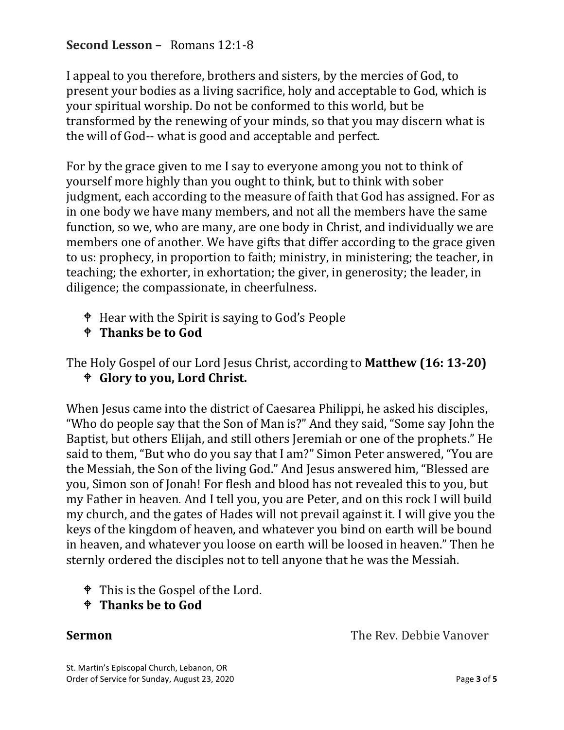**Second Lesson –** Romans 12:1-8

I appeal to you therefore, brothers and sisters, by the mercies of God, to present your bodies as a living sacrifice, holy and acceptable to God, which is your spiritual worship. Do not be conformed to this world, but be transformed by the renewing of your minds, so that you may discern what is the will of God-- what is good and acceptable and perfect.

For by the grace given to me I say to everyone among you not to think of yourself more highly than you ought to think, but to think with sober judgment, each according to the measure of faith that God has assigned. For as in one body we have many members, and not all the members have the same function, so we, who are many, are one body in Christ, and individually we are members one of another. We have gifts that differ according to the grace given to us: prophecy, in proportion to faith; ministry, in ministering; the teacher, in teaching; the exhorter, in exhortation; the giver, in generosity; the leader, in diligence; the compassionate, in cheerfulness.

- ☩ Hear with the Spirit is saying to God's People
- ☩ **Thanks be to God**

The Holy Gospel of our Lord Jesus Christ, according to **Matthew (16: 13-20)**

- ☩ **Glory to you, Lord Christ.**

When Jesus came into the district of Caesarea Philippi, he asked his disciples, "Who do people say that the Son of Man is?" And they said, "Some say John the Baptist, but others Elijah, and still others Jeremiah or one of the prophets." He said to them, "But who do you say that I am?" Simon Peter answered, "You are the Messiah, the Son of the living God." And Jesus answered him, "Blessed are you, Simon son of Jonah! For flesh and blood has not revealed this to you, but my Father in heaven. And I tell you, you are Peter, and on this rock I will build my church, and the gates of Hades will not prevail against it. I will give you the keys of the kingdom of heaven, and whatever you bind on earth will be bound in heaven, and whatever you loose on earth will be loosed in heaven." Then he sternly ordered the disciples not to tell anyone that he was the Messiah.

- ☩ This is the Gospel of the Lord.
- ☩ **Thanks be to God**

**Sermon** The Rev. Debbie Vanover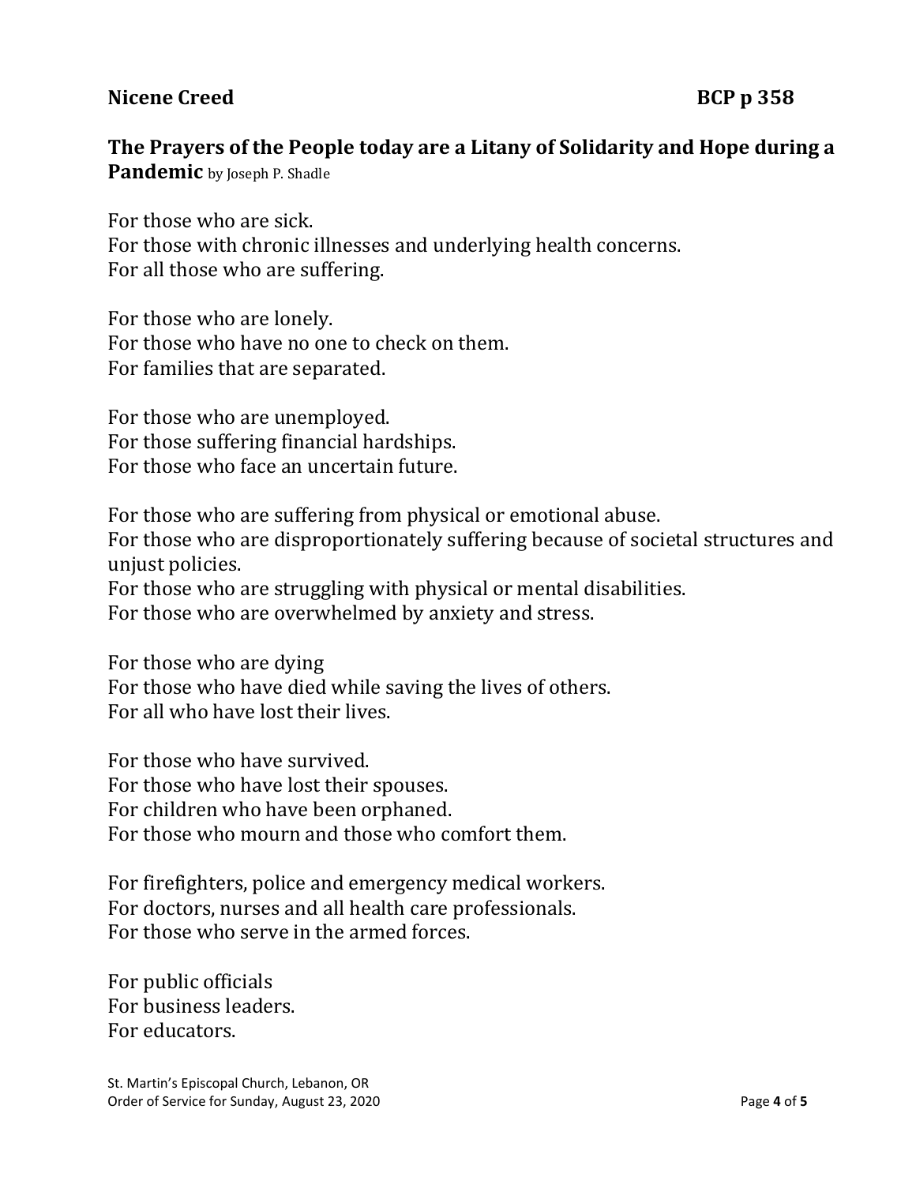**Nicene Creed** **BCP p 358**

**The Prayers of the People today are a Litany of Solidarity and Hope during a Pandemic** by Joseph P. Shadle

For those who are sick.  
For those with chronic illnesses and underlying health concerns.  
For all those who are suffering.

For those who are lonely.  
For those who have no one to check on them.  
For families that are separated.

For those who are unemployed.  
For those suffering financial hardships.  
For those who face an uncertain future.

For those who are suffering from physical or emotional abuse.  
For those who are disproportionately suffering because of societal structures and unjust policies.  
For those who are struggling with physical or mental disabilities.  
For those who are overwhelmed by anxiety and stress.

For those who are dying  
For those who have died while saving the lives of others.  
For all who have lost their lives.

For those who have survived.  
For those who have lost their spouses.  
For children who have been orphaned.  
For those who mourn and those who comfort them.

For firefighters, police and emergency medical workers.  
For doctors, nurses and all health care professionals.  
For those who serve in the armed forces.

For public officials  
For business leaders.  
For educators.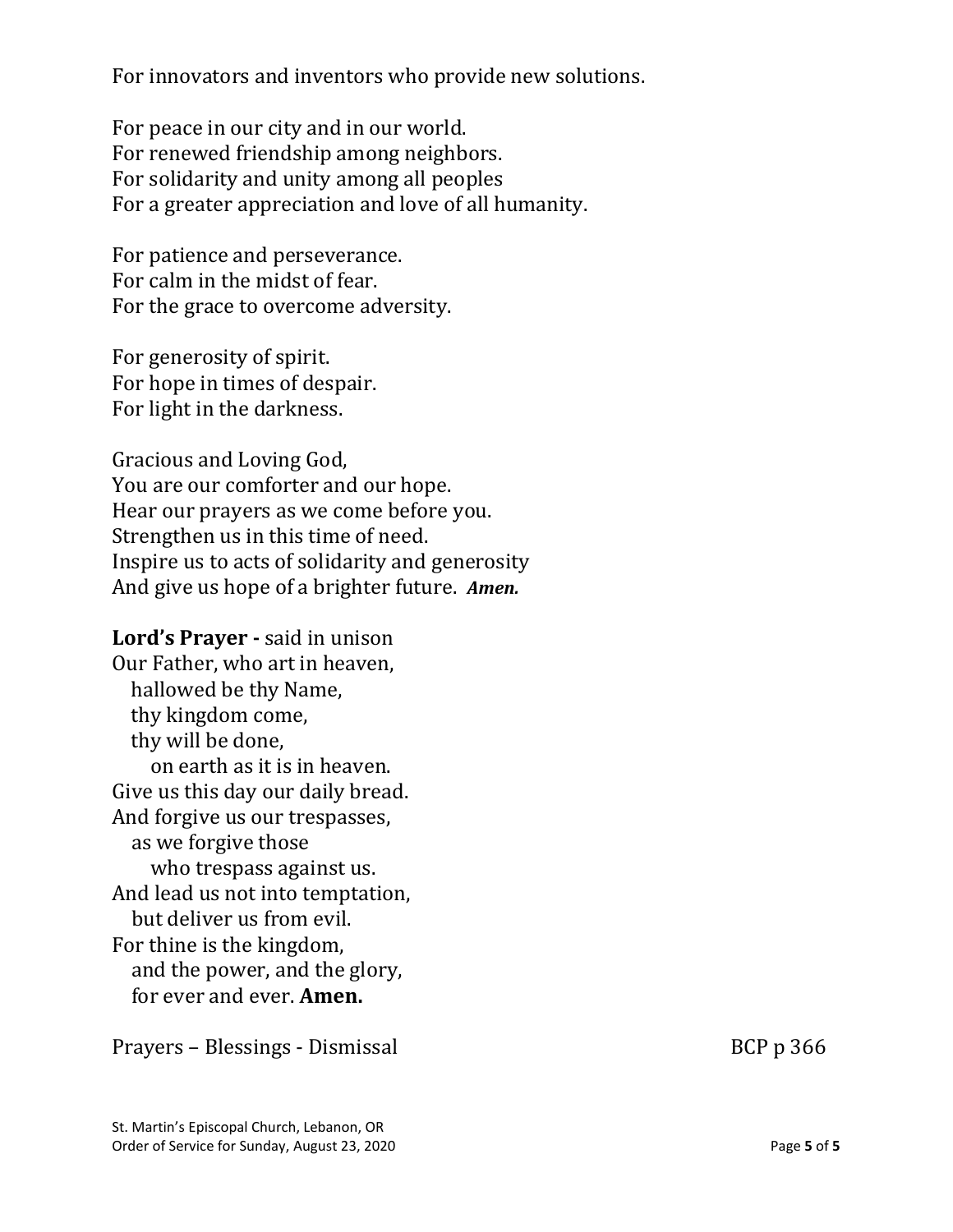For innovators and inventors who provide new solutions.

For peace in our city and in our world.
For renewed friendship among neighbors.
For solidarity and unity among all peoples
For a greater appreciation and love of all humanity.

For patience and perseverance.
For calm in the midst of fear.
For the grace to overcome adversity.

For generosity of spirit.
For hope in times of despair.
For light in the darkness.

Gracious and Loving God,
You are our comforter and our hope.
Hear our prayers as we come before you.
Strengthen us in this time of need.
Inspire us to acts of solidarity and generosity
And give us hope of a brighter future. ***Amen.***

**Lord's Prayer -** said in unison
Our Father, who art in heaven,
hallowed be thy Name,
thy kingdom come,
thy will be done,
on earth as it is in heaven.
Give us this day our daily bread.
And forgive us our trespasses,
as we forgive those
who trespass against us.
And lead us not into temptation,
but deliver us from evil.
For thine is the kingdom,
and the power, and the glory,
for ever and ever. **Amen.**

Prayers – Blessings - Dismissal BCP p 366

St. Martin's Episcopal Church, Lebanon, OR
Order of Service for Sunday, August 23, 2020